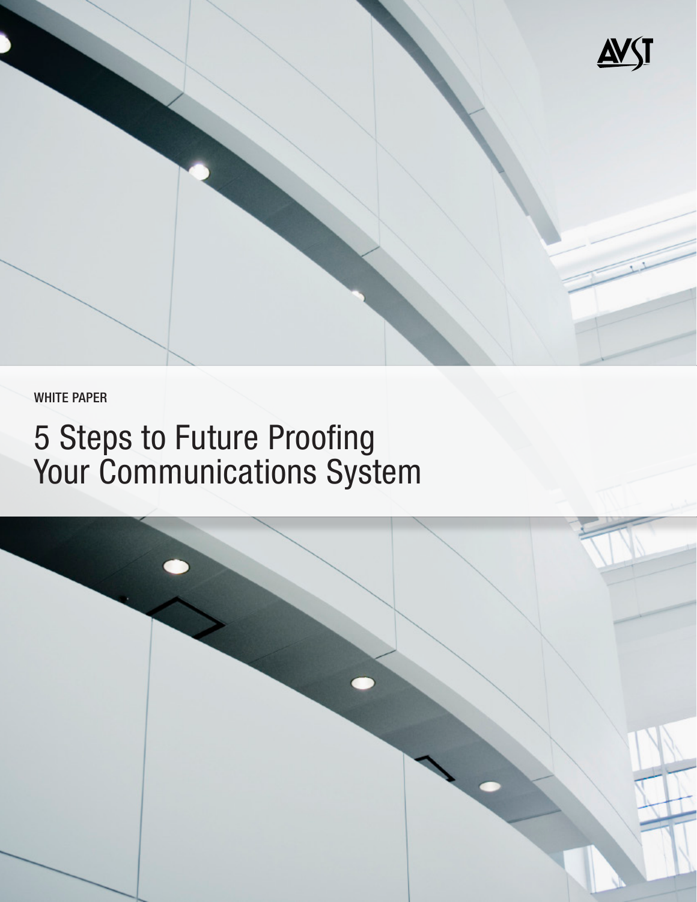AVST

WHITE PAPER

# 5 Steps to Future Proofing Your Communications System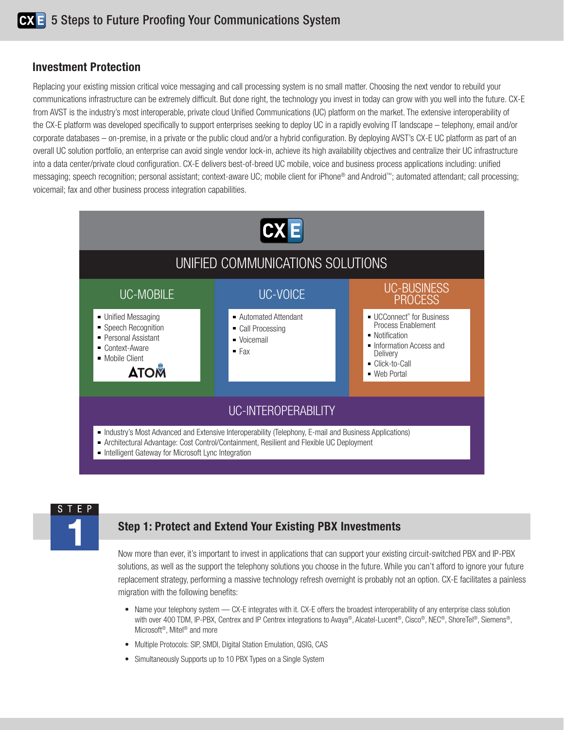## Investment Protection

Replacing your existing mission critical voice messaging and call processing system is no small matter. Choosing the next vendor to rebuild your communications infrastructure can be extremely difficult. But done right, the technology you invest in today can grow with you well into the future. CX-E from AVST is the industry's most interoperable, private cloud Unified Communications (UC) platform on the market. The extensive interoperability of the CX-E platform was developed specifically to support enterprises seeking to deploy UC in a rapidly evolving IT landscape – telephony, email and/or corporate databases – on-premise, in a private or the public cloud and/or a hybrid configuration. By deploying AVST's CX-E UC platform as part of an overall UC solution portfolio, an enterprise can avoid single vendor lock-in, achieve its high availability objectives and centralize their UC infrastructure into a data center/private cloud configuration. CX-E delivers best-of-breed UC mobile, voice and business process applications including: unified messaging; speech recognition; personal assistant; context-aware UC; mobile client for iPhone® and Android™; automated attendant; call processing; voicemail; fax and other business process integration capabilities.

**CX E**

**UNIFIED COMMUNICATIONS SOLUTIONS**

| UC-MOBILE | UC-VOICE | UC-BUSINESS PROCESS |
|---|---|---|
| ▪ Unified Messaging<br>▪ Speech Recognition<br>▪ Personal Assistant<br>▪ Context-Aware<br>▪ Mobile Client<br>ATOM | ▪ Automated Attendant<br>▪ Call Processing<br>▪ Voicemail<br>▪ Fax | ▪ UCConnect® for Business Process Enablement<br>▪ Notification<br>▪ Information Access and Delivery<br>▪ Click-to-Call<br>▪ Web Portal |

**UC-INTEROPERABILITY**

- Industry's Most Advanced and Extensive Interoperability (Telephony, E-mail and Business Applications)
- Architectural Advantage: Cost Control/Containment, Resilient and Flexible UC Deployment
- Intelligent Gateway for Microsoft Lync Integration

## Step 1: Protect and Extend Your Existing PBX Investments

Now more than ever, it's important to invest in applications that can support your existing circuit-switched PBX and IP-PBX solutions, as well as the support the telephony solutions you choose in the future. While you can't afford to ignore your future replacement strategy, performing a massive technology refresh overnight is probably not an option. CX-E facilitates a painless migration with the following benefits:

- Name your telephony system — CX-E integrates with it. CX-E offers the broadest interoperability of any enterprise class solution with over 400 TDM, IP-PBX, Centrex and IP Centrex integrations to Avaya®, Alcatel-Lucent®, Cisco®, NEC®, ShoreTel®, Siemens®, Microsoft®, Mitel® and more
- Multiple Protocols: SIP, SMDI, Digital Station Emulation, QSIG, CAS
- Simultaneously Supports up to 10 PBX Types on a Single System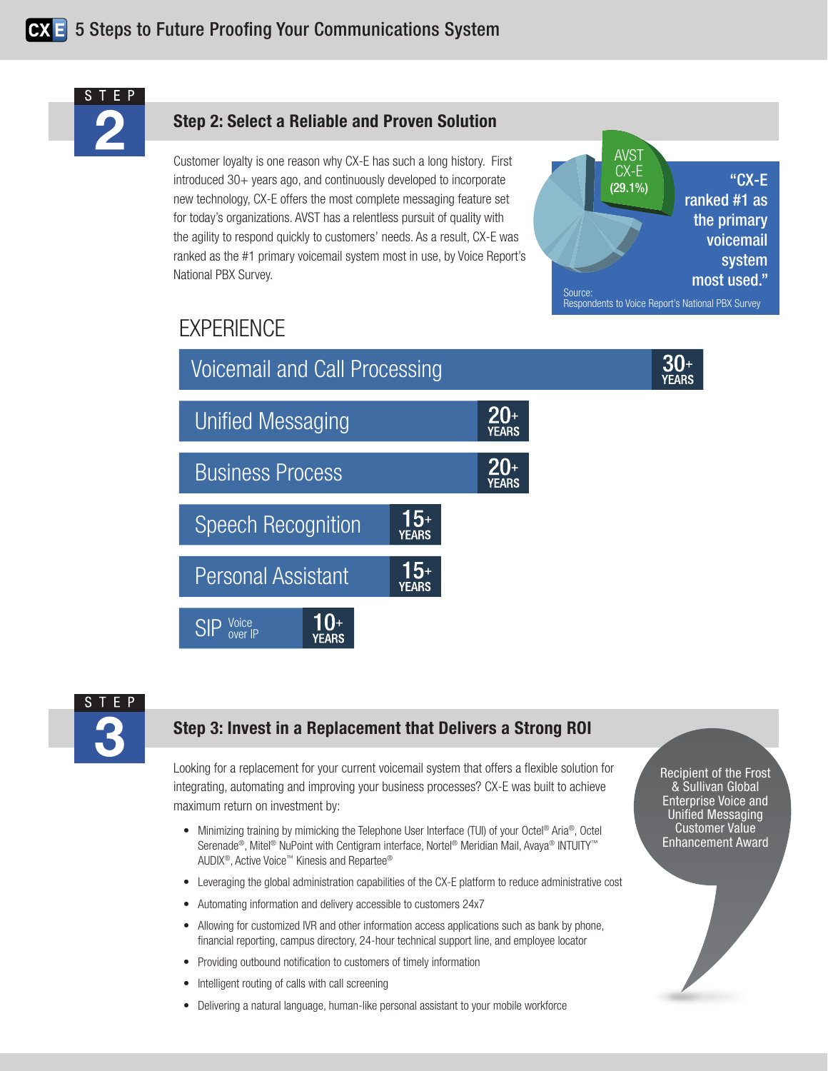## STEP 2

### Step 2: Select a Reliable and Proven Solution

Customer loyalty is one reason why CX-E has such a long history. First introduced 30+ years ago, and continuously developed to incorporate new technology, CX-E offers the most complete messaging feature set for today's organizations. AVST has a relentless pursuit of quality with the agility to respond quickly to customers' needs. As a result, CX-E was ranked as the #1 primary voicemail system most in use, by Voice Report's National PBX Survey.

AVST CX-E (29.1%)

**"CX-E ranked #1 as the primary voicemail system most used."**

Source:
Respondents to Voice Report's National PBX Survey

### EXPERIENCE

| Area | Experience |
|---|---|
| Voicemail and Call Processing | 30+ YEARS |
| Unified Messaging | 20+ YEARS |
| Business Process | 20+ YEARS |
| Speech Recognition | 15+ YEARS |
| Personal Assistant | 15+ YEARS |
| SIP Voice over IP | 10+ YEARS |

## STEP 3

### Step 3: Invest in a Replacement that Delivers a Strong ROI

Looking for a replacement for your current voicemail system that offers a flexible solution for integrating, automating and improving your business processes? CX-E was built to achieve maximum return on investment by:

- Minimizing training by mimicking the Telephone User Interface (TUI) of your Octel® Aria®, Octel Serenade®, Mitel® NuPoint with Centigram interface, Nortel® Meridian Mail, Avaya® INTUITY™ AUDIX®, Active Voice™ Kinesis and Repartee®
- Leveraging the global administration capabilities of the CX-E platform to reduce administrative cost
- Automating information and delivery accessible to customers 24x7
- Allowing for customized IVR and other information access applications such as bank by phone, financial reporting, campus directory, 24-hour technical support line, and employee locator
- Providing outbound notification to customers of timely information
- Intelligent routing of calls with call screening
- Delivering a natural language, human-like personal assistant to your mobile workforce

Recipient of the Frost & Sullivan Global Enterprise Voice and Unified Messaging Customer Value Enhancement Award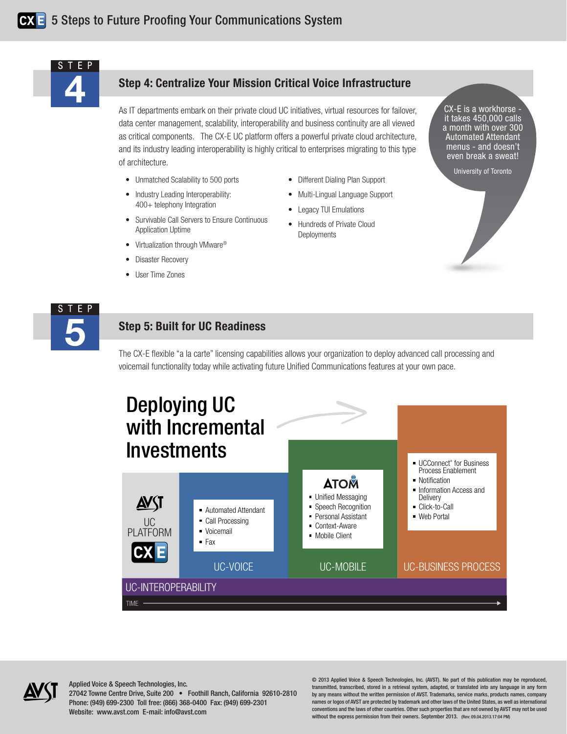## Step 4: Centralize Your Mission Critical Voice Infrastructure

As IT departments embark on their private cloud UC initiatives, virtual resources for failover, data center management, scalability, interoperability and business continuity are all viewed as critical components. The CX-E UC platform offers a powerful private cloud architecture, and its industry leading interoperability is highly critical to enterprises migrating to this type of architecture.

- Unmatched Scalability to 500 ports
- Industry Leading Interoperability: 400+ telephony Integration
- Survivable Call Servers to Ensure Continuous Application Uptime
- Virtualization through VMware®
- Disaster Recovery
- User Time Zones
- Different Dialing Plan Support
- Multi-Lingual Language Support
- Legacy TUI Emulations
- Hundreds of Private Cloud Deployments

> CX-E is a workhorse - it takes 450,000 calls a month with over 300 Automated Attendant menus - and doesn't even break a sweat!
>
> University of Toronto

## Step 5: Built for UC Readiness

The CX-E flexible "a la carte" licensing capabilities allows your organization to deploy advanced call processing and voicemail functionality today while activating future Unified Communications features at your own pace.

Deploying UC with Incremental Investments

AVST UC PLATFORM CX E

UC-VOICE
- Automated Attendant
- Call Processing
- Voicemail
- Fax

UC-MOBILE
ATOM
- Unified Messaging
- Speech Recognition
- Personal Assistant
- Context-Aware
- Mobile Client

UC-BUSINESS PROCESS
- UCConnect® for Business Process Enablement
- Notification
- Information Access and Delivery
- Click-to-Call
- Web Portal

UC-INTEROPERABILITY

TIME

Applied Voice & Speech Technologies, Inc.
27042 Towne Centre Drive, Suite 200 • Foothill Ranch, California 92610-2810
Phone: (949) 699-2300 Toll free: (866) 368-0400 Fax: (949) 699-2301
Website: www.avst.com E-mail: info@avst.com

© 2013 Applied Voice & Speech Technologies, Inc. (AVST). No part of this publication may be reproduced, transmitted, transcribed, stored in a retrieval system, adapted, or translated into any language in any form by any means without the written permission of AVST. Trademarks, service marks, products names, company names or logos of AVST are protected by trademark and other laws of the United States, as well as international conventions and the laws of other countries. Other such properties that are not owned by AVST may not be used without the express permission from their owners. September 2013. (Rev: 09.04.2013.17:04 PM)